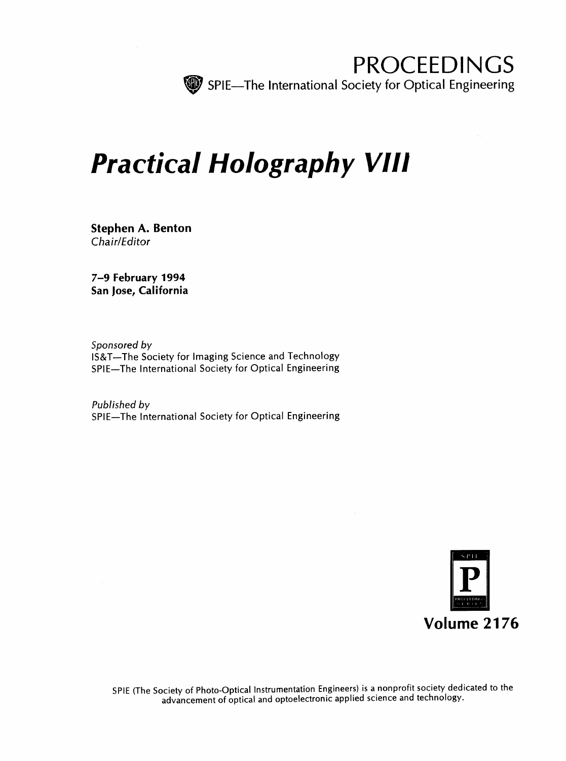PROCEEDINGS

SPIE—The International Society for Optical Engineering

# *Practical Holography VIII*

**Stephen A. Benton**
*Chair/Editor*

**7–9 February 1994**
**San Jose, California**

*Sponsored by*
IS&T—The Society for Imaging Science and Technology
SPIE—The International Society for Optical Engineering

*Published by*
SPIE—The International Society for Optical Engineering

**Volume 2176**

SPIE (The Society of Photo-Optical Instrumentation Engineers) is a nonprofit society dedicated to the advancement of optical and optoelectronic applied science and technology.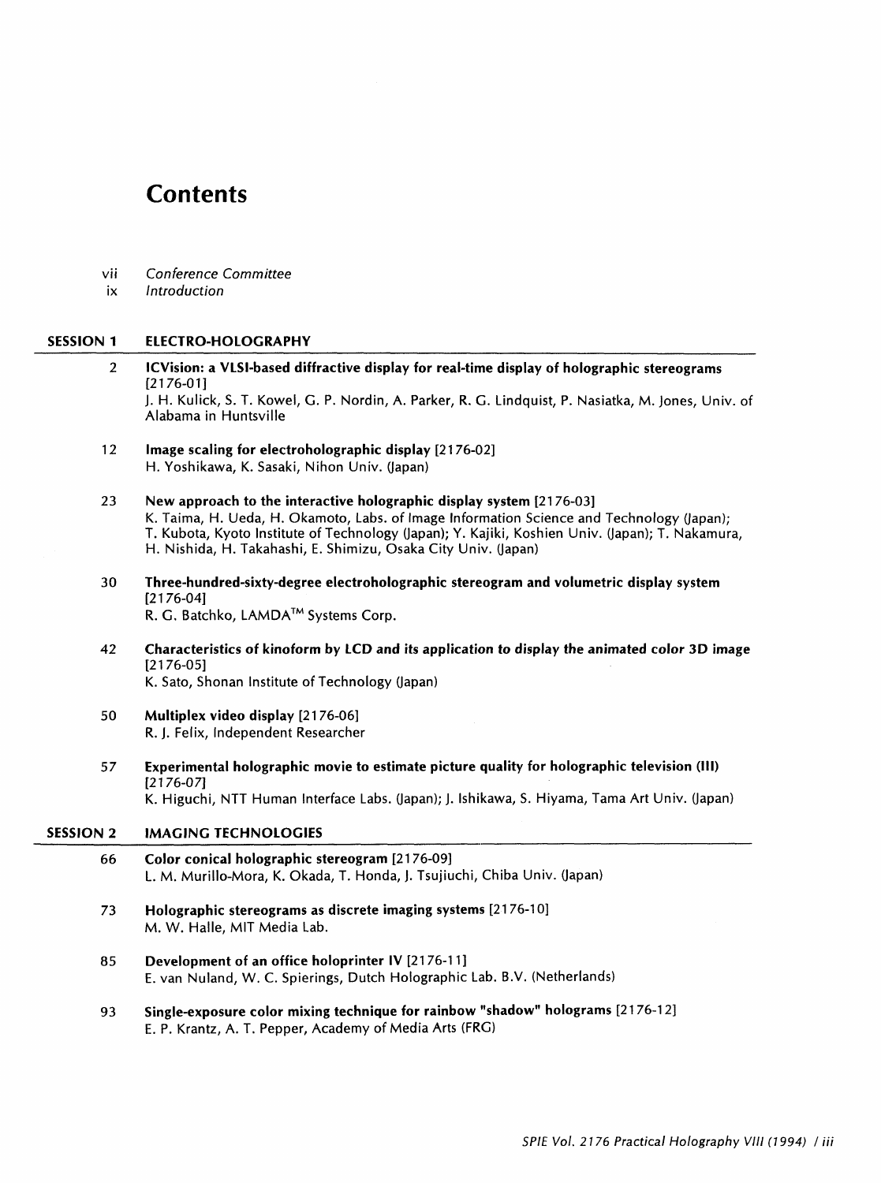# Contents

vii *Conference Committee*
ix *Introduction*

## SESSION 1 ELECTRO-HOLOGRAPHY

2 **ICVision: a VLSI-based diffractive display for real-time display of holographic stereograms** [2176-01]
J. H. Kulick, S. T. Kowel, G. P. Nordin, A. Parker, R. G. Lindquist, P. Nasiatka, M. Jones, Univ. of Alabama in Huntsville

12 **Image scaling for electroholographic display** [2176-02]
H. Yoshikawa, K. Sasaki, Nihon Univ. (Japan)

23 **New approach to the interactive holographic display system** [2176-03]
K. Taima, H. Ueda, H. Okamoto, Labs. of Image Information Science and Technology (Japan); T. Kubota, Kyoto Institute of Technology (Japan); Y. Kajiki, Koshien Univ. (Japan); T. Nakamura, H. Nishida, H. Takahashi, E. Shimizu, Osaka City Univ. (Japan)

30 **Three-hundred-sixty-degree electroholographic stereogram and volumetric display system** [2176-04]
R. G. Batchko, LAMDA™ Systems Corp.

42 **Characteristics of kinoform by LCD and its application to display the animated color 3D image** [2176-05]
K. Sato, Shonan Institute of Technology (Japan)

50 **Multiplex video display** [2176-06]
R. J. Felix, Independent Researcher

57 **Experimental holographic movie to estimate picture quality for holographic television (III)** [2176-07]
K. Higuchi, NTT Human Interface Labs. (Japan); J. Ishikawa, S. Hiyama, Tama Art Univ. (Japan)

## SESSION 2 IMAGING TECHNOLOGIES

66 **Color conical holographic stereogram** [2176-09]
L. M. Murillo-Mora, K. Okada, T. Honda, J. Tsujiuchi, Chiba Univ. (Japan)

73 **Holographic stereograms as discrete imaging systems** [2176-10]
M. W. Halle, MIT Media Lab.

85 **Development of an office holoprinter IV** [2176-11]
E. van Nuland, W. C. Spierings, Dutch Holographic Lab. B.V. (Netherlands)

93 **Single-exposure color mixing technique for rainbow "shadow" holograms** [2176-12]
E. P. Krantz, A. T. Pepper, Academy of Media Arts (FRG)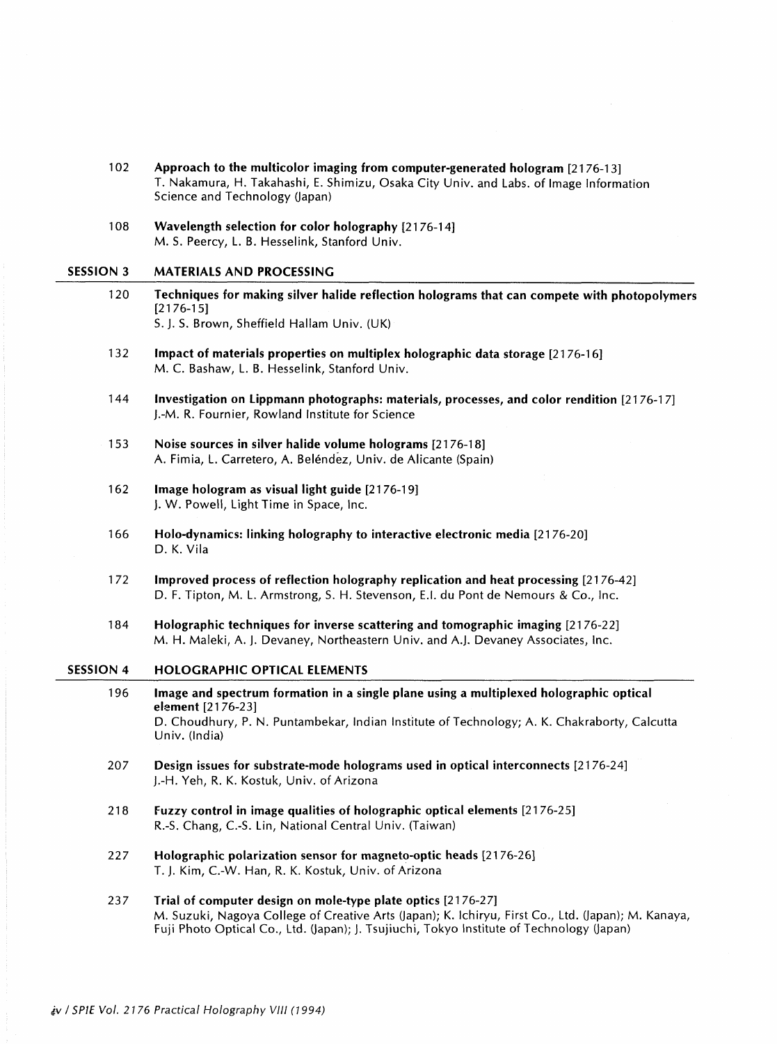102 **Approach to the multicolor imaging from computer-generated hologram** [2176-13]
T. Nakamura, H. Takahashi, E. Shimizu, Osaka City Univ. and Labs. of Image Information Science and Technology (Japan)

108 **Wavelength selection for color holography** [2176-14]
M. S. Peercy, L. B. Hesselink, Stanford Univ.

## SESSION 3 MATERIALS AND PROCESSING

120 **Techniques for making silver halide reflection holograms that can compete with photopolymers** [2176-15]
S. J. S. Brown, Sheffield Hallam Univ. (UK)

132 **Impact of materials properties on multiplex holographic data storage** [2176-16]
M. C. Bashaw, L. B. Hesselink, Stanford Univ.

144 **Investigation on Lippmann photographs: materials, processes, and color rendition** [2176-17]
J.-M. R. Fournier, Rowland Institute for Science

153 **Noise sources in silver halide volume holograms** [2176-18]
A. Fimia, L. Carretero, A. Beléndez, Univ. de Alicante (Spain)

162 **Image hologram as visual light guide** [2176-19]
J. W. Powell, Light Time in Space, Inc.

166 **Holo-dynamics: linking holography to interactive electronic media** [2176-20]
D. K. Vila

172 **Improved process of reflection holography replication and heat processing** [2176-42]
D. F. Tipton, M. L. Armstrong, S. H. Stevenson, E.I. du Pont de Nemours & Co., Inc.

184 **Holographic techniques for inverse scattering and tomographic imaging** [2176-22]
M. H. Maleki, A. J. Devaney, Northeastern Univ. and A.J. Devaney Associates, Inc.

## SESSION 4 HOLOGRAPHIC OPTICAL ELEMENTS

196 **Image and spectrum formation in a single plane using a multiplexed holographic optical element** [2176-23]
D. Choudhury, P. N. Puntambekar, Indian Institute of Technology; A. K. Chakraborty, Calcutta Univ. (India)

207 **Design issues for substrate-mode holograms used in optical interconnects** [2176-24]
J.-H. Yeh, R. K. Kostuk, Univ. of Arizona

218 **Fuzzy control in image qualities of holographic optical elements** [2176-25]
R.-S. Chang, C.-S. Lin, National Central Univ. (Taiwan)

227 **Holographic polarization sensor for magneto-optic heads** [2176-26]
T. J. Kim, C.-W. Han, R. K. Kostuk, Univ. of Arizona

237 **Trial of computer design on mole-type plate optics** [2176-27]
M. Suzuki, Nagoya College of Creative Arts (Japan); K. Ichiryu, First Co., Ltd. (Japan); M. Kanaya, Fuji Photo Optical Co., Ltd. (Japan); J. Tsujiuchi, Tokyo Institute of Technology (Japan)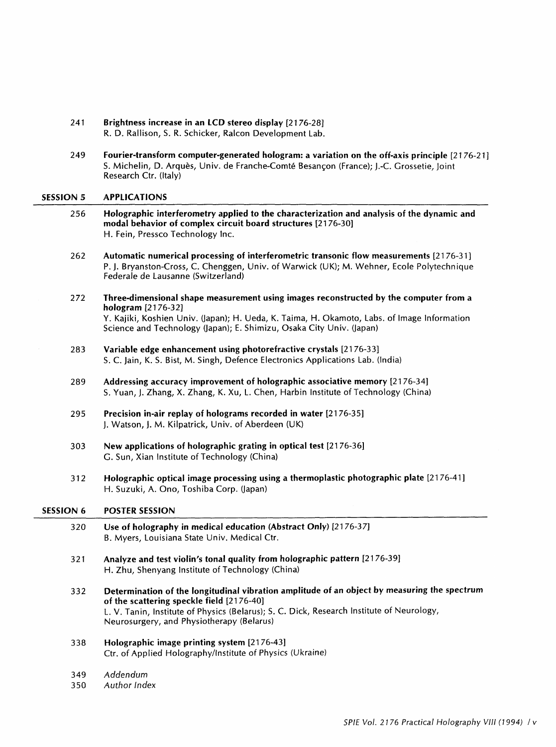241 **Brightness increase in an LCD stereo display** [2176-28]
R. D. Rallison, S. R. Schicker, Ralcon Development Lab.

249 **Fourier-transform computer-generated hologram: a variation on the off-axis principle** [2176-21]
S. Michelin, D. Arquès, Univ. de Franche-Comté Besançon (France); J.-C. Grossetie, Joint Research Ctr. (Italy)

## SESSION 5 APPLICATIONS

256 **Holographic interferometry applied to the characterization and analysis of the dynamic and modal behavior of complex circuit board structures** [2176-30]
H. Fein, Pressco Technology Inc.

262 **Automatic numerical processing of interferometric transonic flow measurements** [2176-31]
P. J. Bryanston-Cross, C. Chenggen, Univ. of Warwick (UK); M. Wehner, Ecole Polytechnique Federale de Lausanne (Switzerland)

272 **Three-dimensional shape measurement using images reconstructed by the computer from a hologram** [2176-32]
Y. Kajiki, Koshien Univ. (Japan); H. Ueda, K. Taima, H. Okamoto, Labs. of Image Information Science and Technology (Japan); E. Shimizu, Osaka City Univ. (Japan)

283 **Variable edge enhancement using photorefractive crystals** [2176-33]
S. C. Jain, K. S. Bist, M. Singh, Defence Electronics Applications Lab. (India)

289 **Addressing accuracy improvement of holographic associative memory** [2176-34]
S. Yuan, J. Zhang, X. Zhang, K. Xu, L. Chen, Harbin Institute of Technology (China)

295 **Precision in-air replay of holograms recorded in water** [2176-35]
J. Watson, J. M. Kilpatrick, Univ. of Aberdeen (UK)

303 **New applications of holographic grating in optical test** [2176-36]
G. Sun, Xian Institute of Technology (China)

312 **Holographic optical image processing using a thermoplastic photographic plate** [2176-41]
H. Suzuki, A. Ono, Toshiba Corp. (Japan)

## SESSION 6 POSTER SESSION

320 **Use of holography in medical education (Abstract Only)** [2176-37]
B. Myers, Louisiana State Univ. Medical Ctr.

321 **Analyze and test violin's tonal quality from holographic pattern** [2176-39]
H. Zhu, Shenyang Institute of Technology (China)

332 **Determination of the longitudinal vibration amplitude of an object by measuring the spectrum of the scattering speckle field** [2176-40]
L. V. Tanin, Institute of Physics (Belarus); S. C. Dick, Research Institute of Neurology, Neurosurgery, and Physiotherapy (Belarus)

338 **Holographic image printing system** [2176-43]
Ctr. of Applied Holography/Institute of Physics (Ukraine)

349 *Addendum*
350 *Author Index*